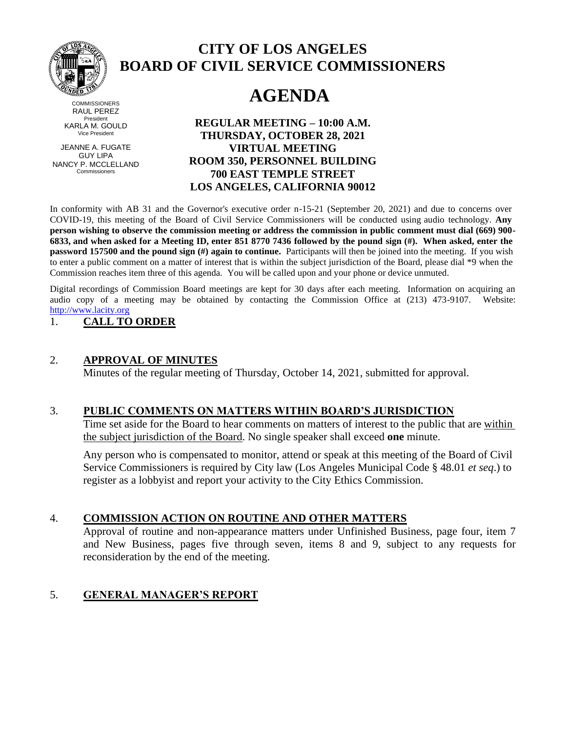# CITY OF LOS ANGELES
# BOARD OF CIVIL SERVICE COMMISSIONERS

COMMISSIONERS
RAUL PEREZ
President
KARLA M. GOULD
Vice President

JEANNE A. FUGATE
GUY LIPA
NANCY P. MCCLELLAND
Commissioners

# AGENDA

**REGULAR MEETING – 10:00 A.M.**
**THURSDAY, OCTOBER 28, 2021**
**VIRTUAL MEETING**
**ROOM 350, PERSONNEL BUILDING**
**700 EAST TEMPLE STREET**
**LOS ANGELES, CALIFORNIA 90012**

In conformity with AB 31 and the Governor's executive order n-15-21 (September 20, 2021) and due to concerns over COVID-19, this meeting of the Board of Civil Service Commissioners will be conducted using audio technology. **Any person wishing to observe the commission meeting or address the commission in public comment must dial (669) 900-6833, and when asked for a Meeting ID, enter 851 8770 7436 followed by the pound sign (#). When asked, enter the password 157500 and the pound sign (#) again to continue.** Participants will then be joined into the meeting. If you wish to enter a public comment on a matter of interest that is within the subject jurisdiction of the Board, please dial *9 when the Commission reaches item three of this agenda. You will be called upon and your phone or device unmuted.

Digital recordings of Commission Board meetings are kept for 30 days after each meeting. Information on acquiring an audio copy of a meeting may be obtained by contacting the Commission Office at (213) 473-9107. Website: http://www.lacity.org

1. **CALL TO ORDER**

2. **APPROVAL OF MINUTES**

   Minutes of the regular meeting of Thursday, October 14, 2021, submitted for approval.

3. **PUBLIC COMMENTS ON MATTERS WITHIN BOARD'S JURISDICTION**

   Time set aside for the Board to hear comments on matters of interest to the public that are within the subject jurisdiction of the Board. No single speaker shall exceed **one** minute.

   Any person who is compensated to monitor, attend or speak at this meeting of the Board of Civil Service Commissioners is required by City law (Los Angeles Municipal Code § 48.01 *et seq*.) to register as a lobbyist and report your activity to the City Ethics Commission.

4. **COMMISSION ACTION ON ROUTINE AND OTHER MATTERS**

   Approval of routine and non-appearance matters under Unfinished Business, page four, item 7 and New Business, pages five through seven, items 8 and 9, subject to any requests for reconsideration by the end of the meeting.

5. **GENERAL MANAGER'S REPORT**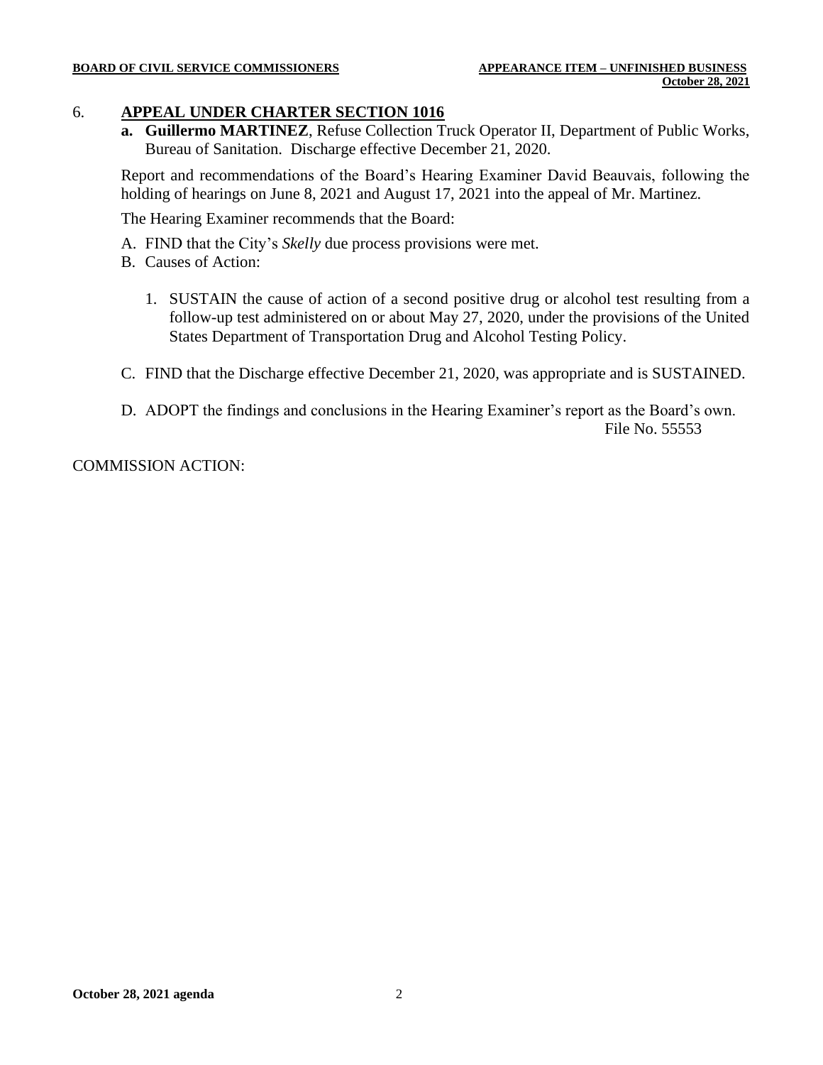## 6. APPEAL UNDER CHARTER SECTION 1016

**a. Guillermo MARTINEZ**, Refuse Collection Truck Operator II, Department of Public Works, Bureau of Sanitation. Discharge effective December 21, 2020.

Report and recommendations of the Board's Hearing Examiner David Beauvais, following the holding of hearings on June 8, 2021 and August 17, 2021 into the appeal of Mr. Martinez.

The Hearing Examiner recommends that the Board:

A. FIND that the City's *Skelly* due process provisions were met.

B. Causes of Action:

1. SUSTAIN the cause of action of a second positive drug or alcohol test resulting from a follow-up test administered on or about May 27, 2020, under the provisions of the United States Department of Transportation Drug and Alcohol Testing Policy.

C. FIND that the Discharge effective December 21, 2020, was appropriate and is SUSTAINED.

D. ADOPT the findings and conclusions in the Hearing Examiner's report as the Board's own.

File No. 55553

COMMISSION ACTION: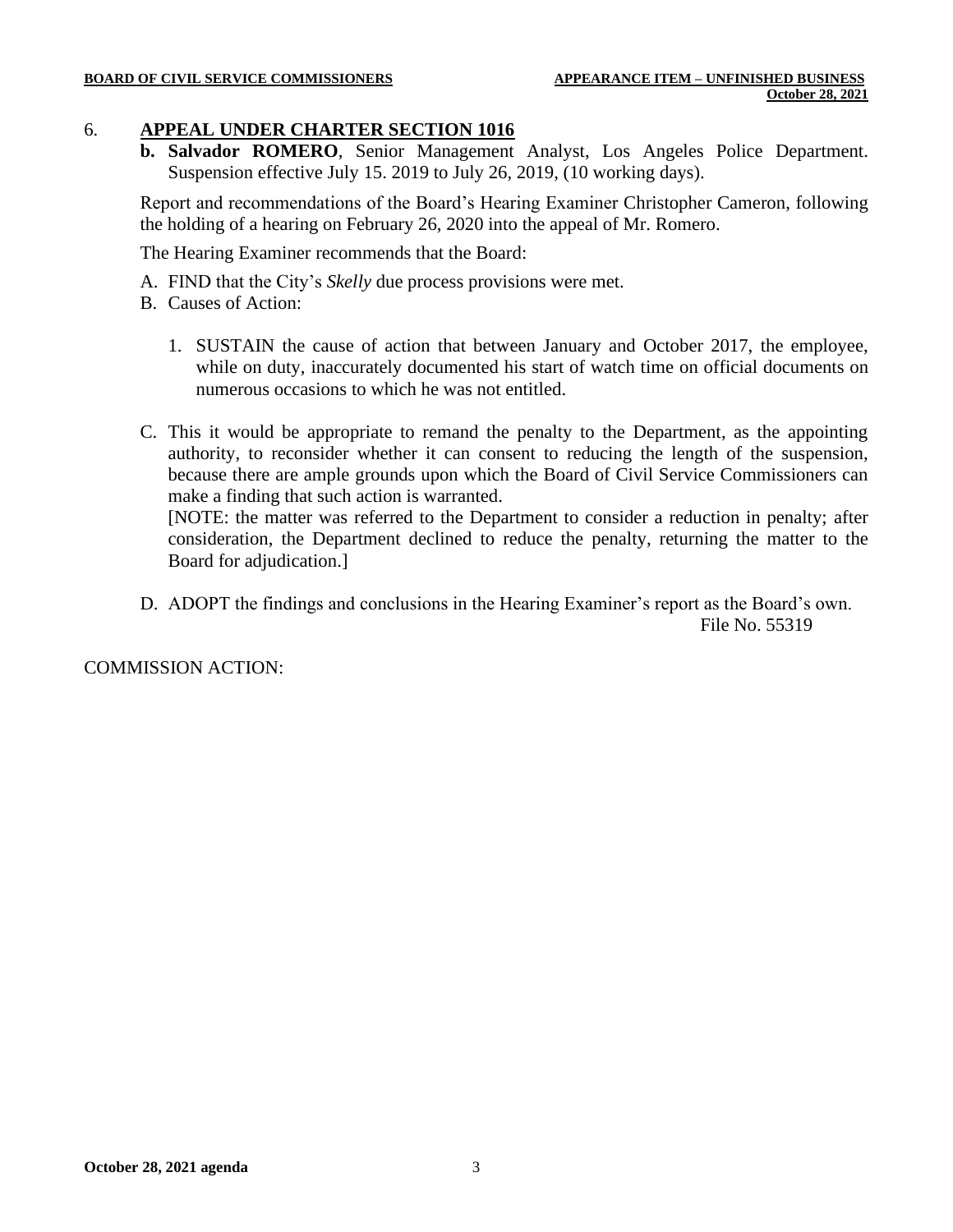## 6. APPEAL UNDER CHARTER SECTION 1016

**b. Salvador ROMERO**, Senior Management Analyst, Los Angeles Police Department. Suspension effective July 15. 2019 to July 26, 2019, (10 working days).

Report and recommendations of the Board's Hearing Examiner Christopher Cameron, following the holding of a hearing on February 26, 2020 into the appeal of Mr. Romero.

The Hearing Examiner recommends that the Board:

A. FIND that the City's *Skelly* due process provisions were met.

B. Causes of Action:

   1. SUSTAIN the cause of action that between January and October 2017, the employee, while on duty, inaccurately documented his start of watch time on official documents on numerous occasions to which he was not entitled.

C. This it would be appropriate to remand the penalty to the Department, as the appointing authority, to reconsider whether it can consent to reducing the length of the suspension, because there are ample grounds upon which the Board of Civil Service Commissioners can make a finding that such action is warranted.
[NOTE: the matter was referred to the Department to consider a reduction in penalty; after consideration, the Department declined to reduce the penalty, returning the matter to the Board for adjudication.]

D. ADOPT the findings and conclusions in the Hearing Examiner's report as the Board's own.

File No. 55319

COMMISSION ACTION: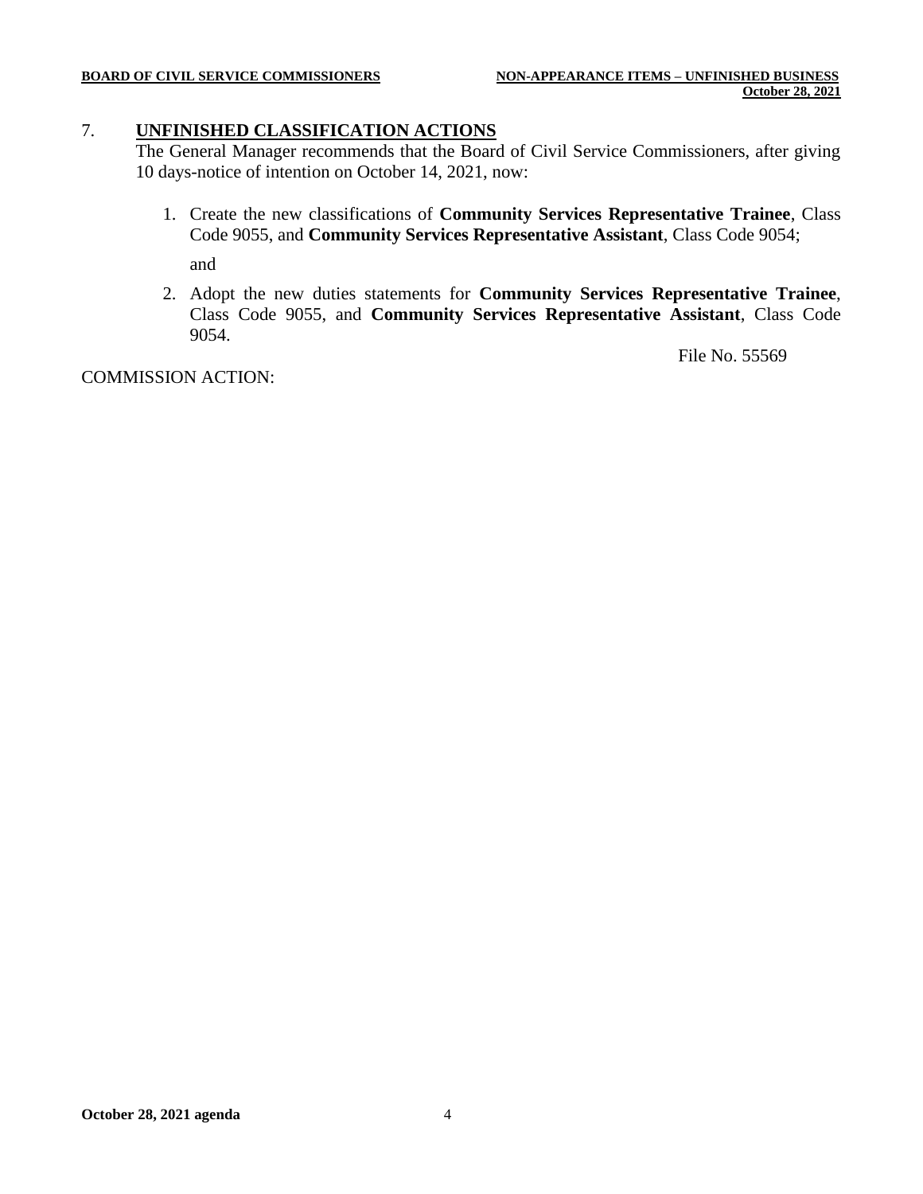## 7. UNFINISHED CLASSIFICATION ACTIONS

The General Manager recommends that the Board of Civil Service Commissioners, after giving 10 days-notice of intention on October 14, 2021, now:

1. Create the new classifications of **Community Services Representative Trainee**, Class Code 9055, and **Community Services Representative Assistant**, Class Code 9054;

   and

2. Adopt the new duties statements for **Community Services Representative Trainee**, Class Code 9055, and **Community Services Representative Assistant**, Class Code 9054.

File No. 55569

COMMISSION ACTION: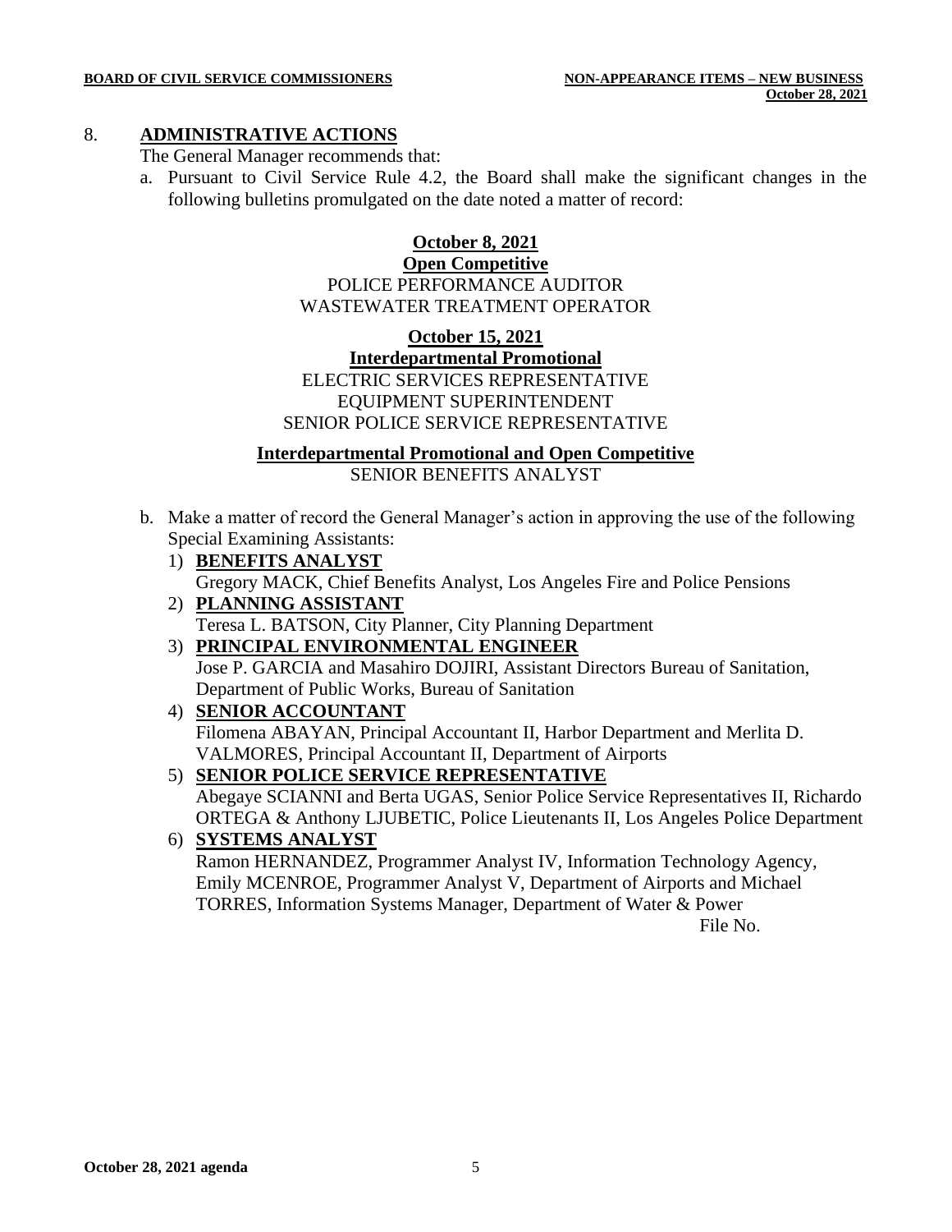8. **ADMINISTRATIVE ACTIONS**

The General Manager recommends that:

a. Pursuant to Civil Service Rule 4.2, the Board shall make the significant changes in the following bulletins promulgated on the date noted a matter of record:

**October 8, 2021**

**Open Competitive**

POLICE PERFORMANCE AUDITOR
WASTEWATER TREATMENT OPERATOR

**October 15, 2021**

**Interdepartmental Promotional**

ELECTRIC SERVICES REPRESENTATIVE
EQUIPMENT SUPERINTENDENT
SENIOR POLICE SERVICE REPRESENTATIVE

**Interdepartmental Promotional and Open Competitive**

SENIOR BENEFITS ANALYST

b. Make a matter of record the General Manager's action in approving the use of the following Special Examining Assistants:

1) **BENEFITS ANALYST**
   Gregory MACK, Chief Benefits Analyst, Los Angeles Fire and Police Pensions
2) **PLANNING ASSISTANT**
   Teresa L. BATSON, City Planner, City Planning Department
3) **PRINCIPAL ENVIRONMENTAL ENGINEER**
   Jose P. GARCIA and Masahiro DOJIRI, Assistant Directors Bureau of Sanitation, Department of Public Works, Bureau of Sanitation
4) **SENIOR ACCOUNTANT**
   Filomena ABAYAN, Principal Accountant II, Harbor Department and Merlita D. VALMORES, Principal Accountant II, Department of Airports
5) **SENIOR POLICE SERVICE REPRESENTATIVE**
   Abegaye SCIANNI and Berta UGAS, Senior Police Service Representatives II, Richardo ORTEGA & Anthony LJUBETIC, Police Lieutenants II, Los Angeles Police Department
6) **SYSTEMS ANALYST**
   Ramon HERNANDEZ, Programmer Analyst IV, Information Technology Agency, Emily MCENROE, Programmer Analyst V, Department of Airports and Michael TORRES, Information Systems Manager, Department of Water & Power

File No.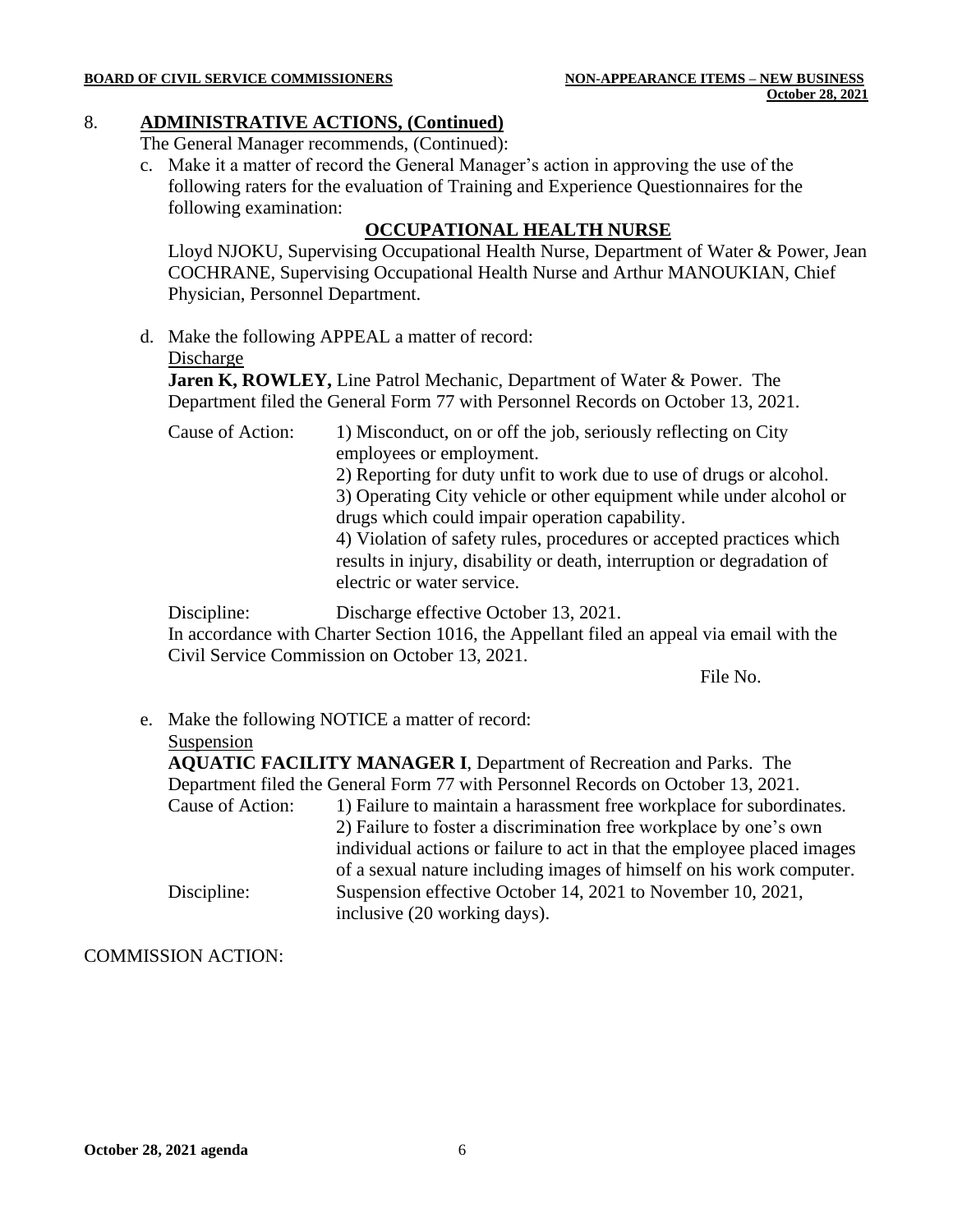## 8. ADMINISTRATIVE ACTIONS, (Continued)

The General Manager recommends, (Continued):

c. Make it a matter of record the General Manager's action in approving the use of the following raters for the evaluation of Training and Experience Questionnaires for the following examination:

**OCCUPATIONAL HEALTH NURSE**

Lloyd NJOKU, Supervising Occupational Health Nurse, Department of Water & Power, Jean COCHRANE, Supervising Occupational Health Nurse and Arthur MANOUKIAN, Chief Physician, Personnel Department.

d. Make the following APPEAL a matter of record:

Discharge

**Jaren K, ROWLEY,** Line Patrol Mechanic, Department of Water & Power. The Department filed the General Form 77 with Personnel Records on October 13, 2021.

Cause of Action: 1) Misconduct, on or off the job, seriously reflecting on City employees or employment.
2) Reporting for duty unfit to work due to use of drugs or alcohol.
3) Operating City vehicle or other equipment while under alcohol or drugs which could impair operation capability.
4) Violation of safety rules, procedures or accepted practices which results in injury, disability or death, interruption or degradation of electric or water service.

Discipline: Discharge effective October 13, 2021.

In accordance with Charter Section 1016, the Appellant filed an appeal via email with the Civil Service Commission on October 13, 2021.

File No.

e. Make the following NOTICE a matter of record:

Suspension

**AQUATIC FACILITY MANAGER I**, Department of Recreation and Parks. The Department filed the General Form 77 with Personnel Records on October 13, 2021.

Cause of Action: 1) Failure to maintain a harassment free workplace for subordinates.
2) Failure to foster a discrimination free workplace by one's own individual actions or failure to act in that the employee placed images of a sexual nature including images of himself on his work computer.

Discipline: Suspension effective October 14, 2021 to November 10, 2021, inclusive (20 working days).

COMMISSION ACTION: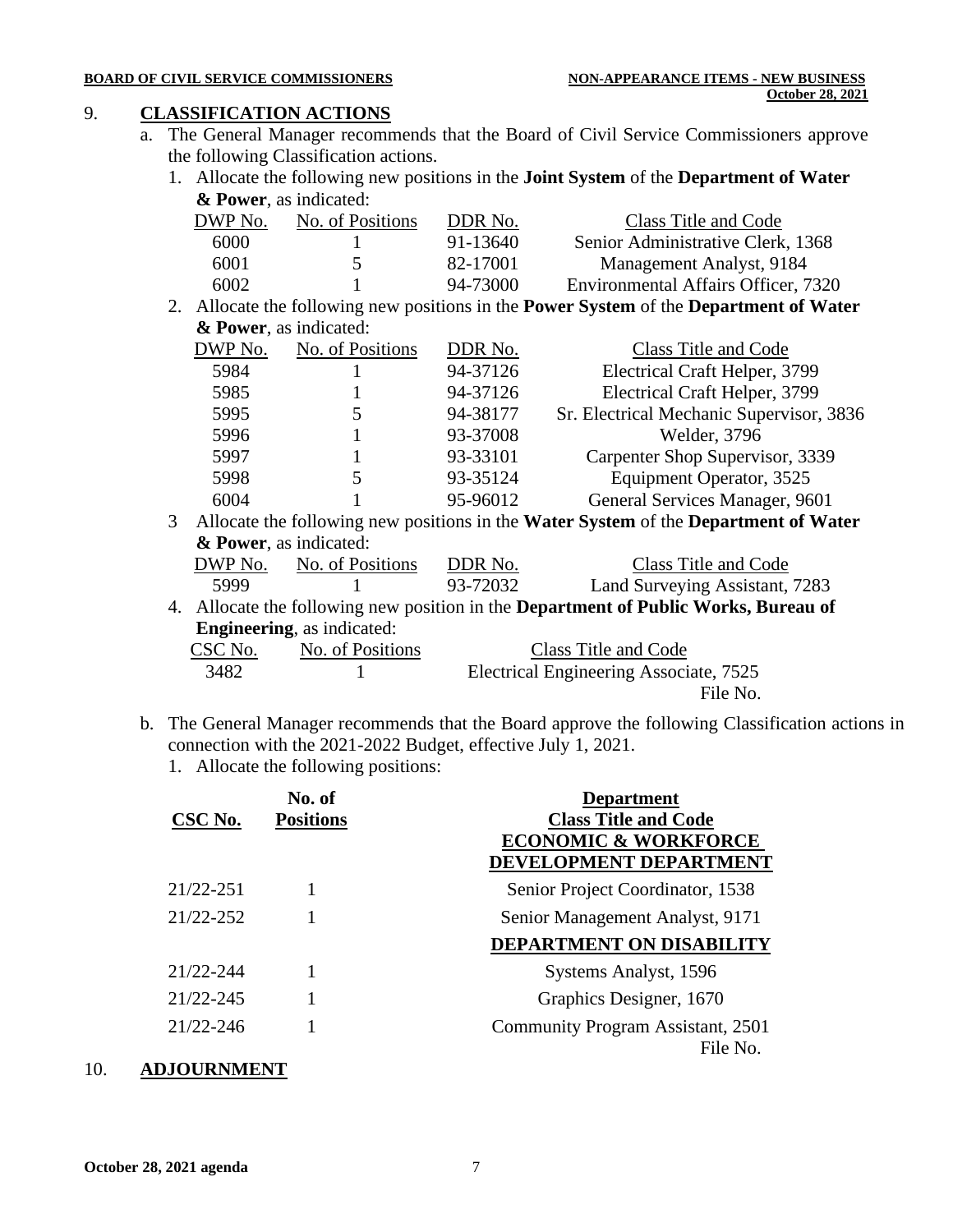## 9. CLASSIFICATION ACTIONS

a. The General Manager recommends that the Board of Civil Service Commissioners approve the following Classification actions.

1. Allocate the following new positions in the **Joint System** of the **Department of Water & Power**, as indicated:

| DWP No. | No. of Positions | DDR No. | Class Title and Code |
|---|---|---|---|
| 6000 | 1 | 91-13640 | Senior Administrative Clerk, 1368 |
| 6001 | 5 | 82-17001 | Management Analyst, 9184 |
| 6002 | 1 | 94-73000 | Environmental Affairs Officer, 7320 |

2. Allocate the following new positions in the **Power System** of the **Department of Water & Power**, as indicated:

| DWP No. | No. of Positions | DDR No. | Class Title and Code |
|---|---|---|---|
| 5984 | 1 | 94-37126 | Electrical Craft Helper, 3799 |
| 5985 | 1 | 94-37126 | Electrical Craft Helper, 3799 |
| 5995 | 5 | 94-38177 | Sr. Electrical Mechanic Supervisor, 3836 |
| 5996 | 1 | 93-37008 | Welder, 3796 |
| 5997 | 1 | 93-33101 | Carpenter Shop Supervisor, 3339 |
| 5998 | 5 | 93-35124 | Equipment Operator, 3525 |
| 6004 | 1 | 95-96012 | General Services Manager, 9601 |

3 Allocate the following new positions in the **Water System** of the **Department of Water & Power**, as indicated:

| DWP No. | No. of Positions | DDR No. | Class Title and Code |
|---|---|---|---|
| 5999 | 1 | 93-72032 | Land Surveying Assistant, 7283 |

4. Allocate the following new position in the **Department of Public Works, Bureau of Engineering**, as indicated:

| CSC No. | No. of Positions | Class Title and Code |
|---|---|---|
| 3482 | 1 | Electrical Engineering Associate, 7525 |

File No.

b. The General Manager recommends that the Board approve the following Classification actions in connection with the 2021-2022 Budget, effective July 1, 2021.

1. Allocate the following positions:

| **CSC No.** | **No. of Positions** | **Department Class Title and Code** |
|---|---|---|
| | | **ECONOMIC & WORKFORCE DEVELOPMENT DEPARTMENT** |
| 21/22-251 | 1 | Senior Project Coordinator, 1538 |
| 21/22-252 | 1 | Senior Management Analyst, 9171 |
| | | **DEPARTMENT ON DISABILITY** |
| 21/22-244 | 1 | Systems Analyst, 1596 |
| 21/22-245 | 1 | Graphics Designer, 1670 |
| 21/22-246 | 1 | Community Program Assistant, 2501 |

File No.

## 10. ADJOURNMENT